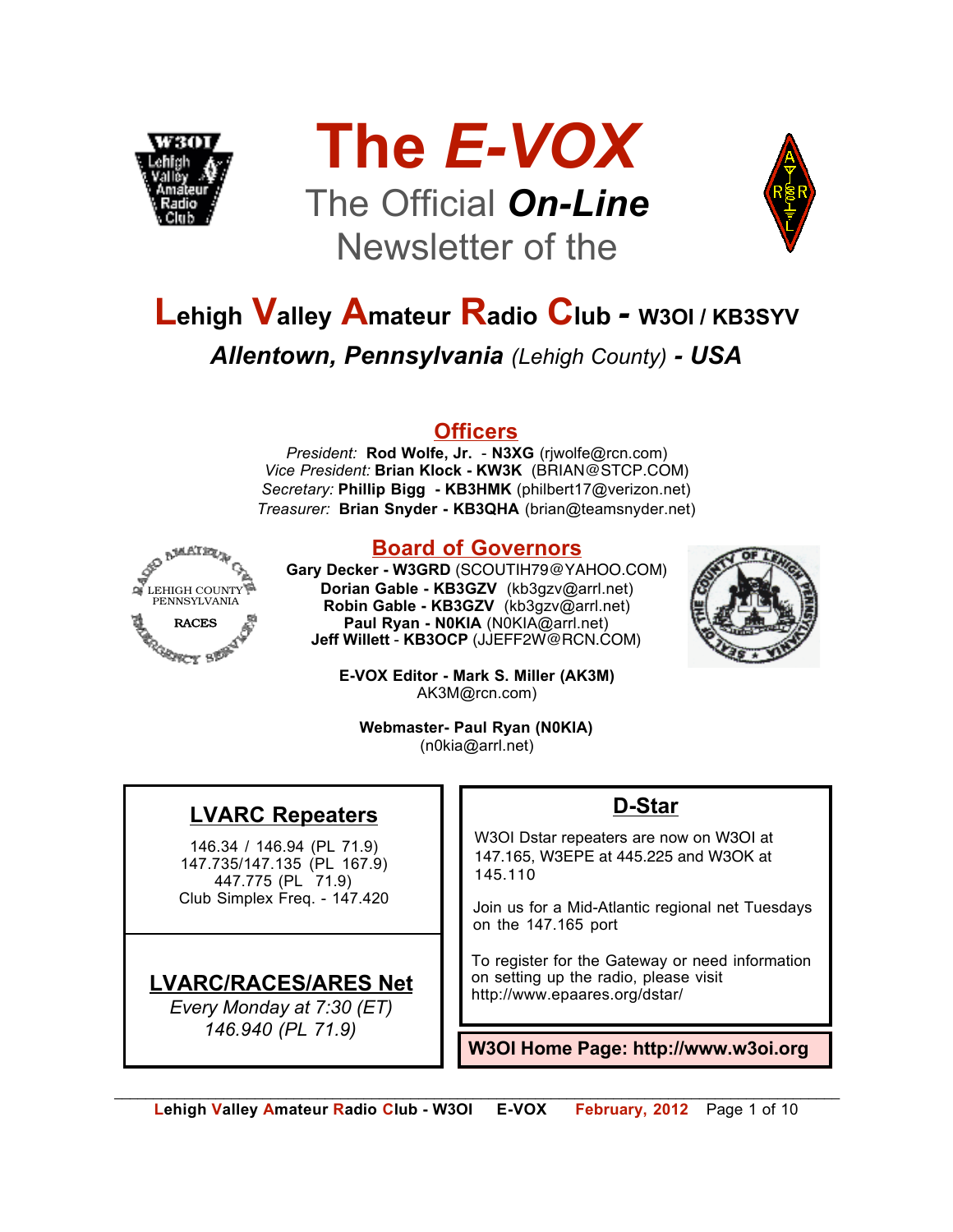# The *E-VOX*

## The Official ***On-Line*** Newsletter of the

# Lehigh Valley Amateur Radio Club - W3OI / KB3SYV

***Allentown, Pennsylvania** (Lehigh County) **- USA***

## Officers

*President:* **Rod Wolfe, Jr.** - **N3XG** (rjwolfe@rcn.com)
*Vice President:* **Brian Klock - KW3K** (BRIAN@STCP.COM)
*Secretary:* **Phillip Bigg - KB3HMK** (philbert17@verizon.net)
*Treasurer:* **Brian Snyder - KB3QHA** (brian@teamsnyder.net)

## Board of Governors

**Gary Decker - W3GRD** (SCOUTIH79@YAHOO.COM)
**Dorian Gable - KB3GZV** (kb3gzv@arrl.net)
**Robin Gable - KB3GZV** (kb3gzv@arrl.net)
**Paul Ryan - N0KIA** (N0KIA@arrl.net)
**Jeff Willett** - **KB3OCP** (JJEFF2W@RCN.COM)

**E-VOX Editor - Mark S. Miller (AK3M)**
AK3M@rcn.com)

**Webmaster- Paul Ryan (N0KIA)**
(n0kia@arrl.net)

## LVARC Repeaters

146.34 / 146.94 (PL 71.9)
147.735/147.135 (PL 167.9)
447.775 (PL 71.9)
Club Simplex Freq. - 147.420

## LVARC/RACES/ARES Net

*Every Monday at 7:30 (ET)*
*146.940 (PL 71.9)*

## D-Star

W3OI Dstar repeaters are now on W3OI at 147.165, W3EPE at 445.225 and W3OK at 145.110

Join us for a Mid-Atlantic regional net Tuesdays on the 147.165 port

To register for the Gateway or need information on setting up the radio, please visit http://www.epaares.org/dstar/

**W3OI Home Page: http://www.w3oi.org**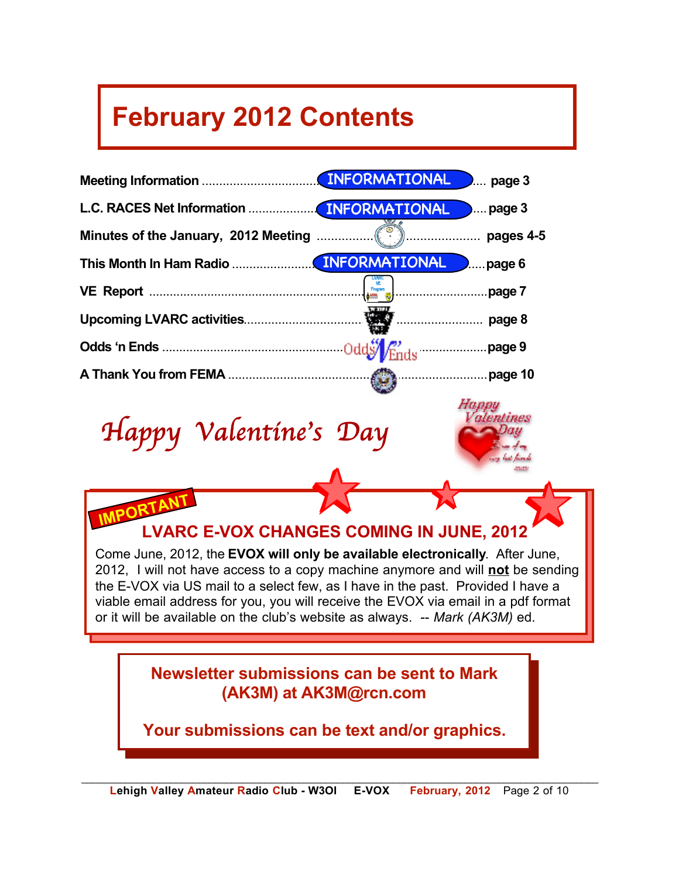# February 2012 Contents

| | |
|---|---|
| **Meeting Information** INFORMATIONAL | **page 3** |
| **L.C. RACES Net Information** INFORMATIONAL | **page 3** |
| **Minutes of the January, 2012 Meeting** | **pages 4-5** |
| **This Month In Ham Radio** INFORMATIONAL | **page 6** |
| **VE Report** | **page 7** |
| **Upcoming LVARC activities** | **page 8** |
| **Odds 'n Ends** | **page 9** |
| **A Thank You from FEMA** | **page 10** |

*Happy Valentine's Day*

**IMPORTANT**

## LVARC E-VOX CHANGES COMING IN JUNE, 2012

Come June, 2012, the **EVOX will only be available electronically**. After June, 2012, I will not have access to a copy machine anymore and will **not** be sending the E-VOX via US mail to a select few, as I have in the past. Provided I have a viable email address for you, you will receive the EVOX via email in a pdf format or it will be available on the club's website as always. -- *Mark (AK3M)* ed.

**Newsletter submissions can be sent to Mark (AK3M) at AK3M@rcn.com**

**Your submissions can be text and/or graphics.**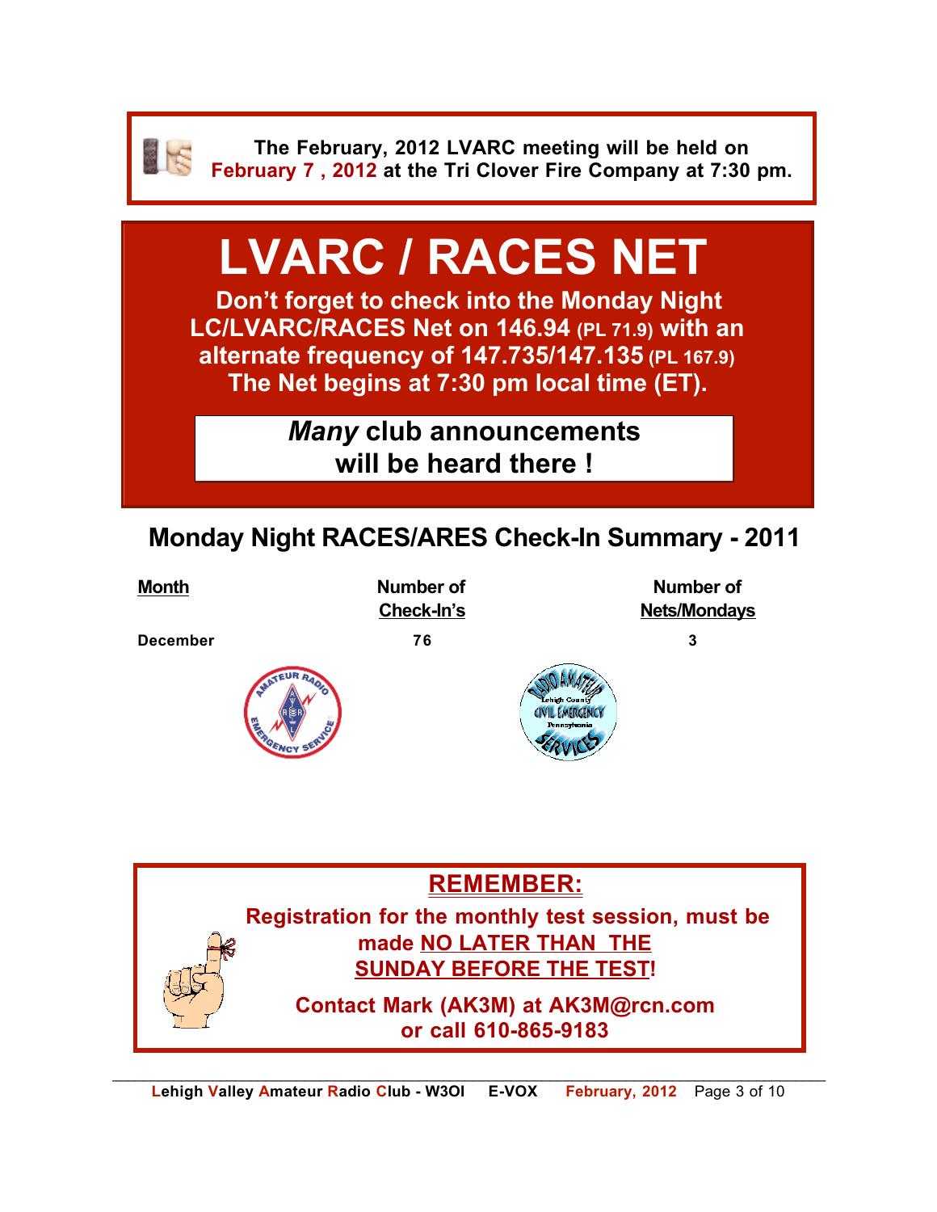**The February, 2012 LVARC meeting will be held on February 7 , 2012 at the Tri Clover Fire Company at 7:30 pm.**

# LVARC / RACES NET

**Don't forget to check into the Monday Night LC/LVARC/RACES Net on 146.94 (PL 71.9) with an alternate frequency of 147.735/147.135 (PL 167.9)**
**The Net begins at 7:30 pm local time (ET).**

***Many* club announcements will be heard there !**

## Monday Night RACES/ARES Check-In Summary - 2011

| Month | Number of Check-In's | Number of Nets/Mondays |
|---|---|---|
| December | 76 | 3 |

## REMEMBER:

**Registration for the monthly test session, must be made NO LATER THAN THE SUNDAY BEFORE THE TEST!**

**Contact Mark (AK3M) at AK3M@rcn.com or call 610-865-9183**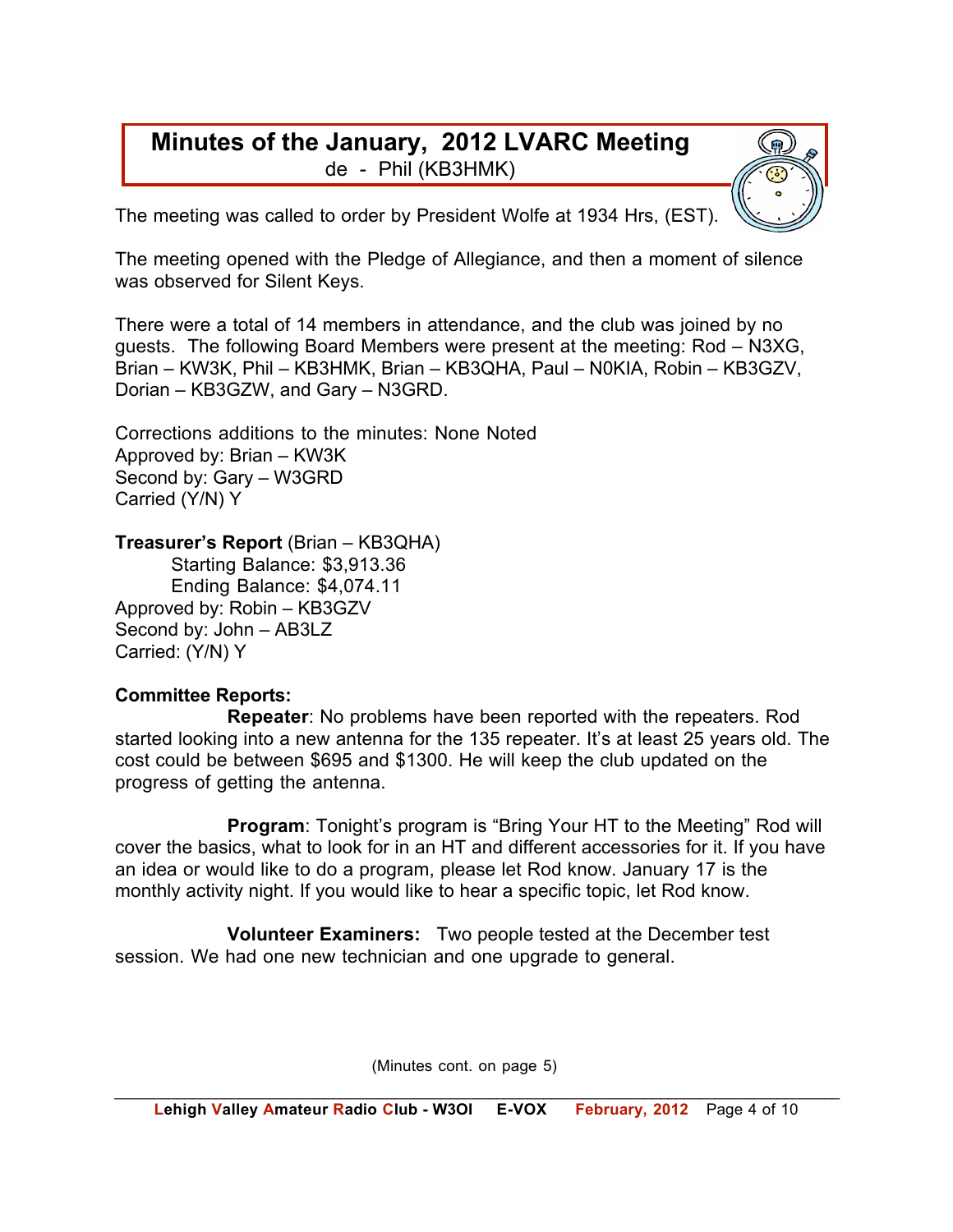## Minutes of the January, 2012 LVARC Meeting

de - Phil (KB3HMK)

The meeting was called to order by President Wolfe at 1934 Hrs, (EST).

The meeting opened with the Pledge of Allegiance, and then a moment of silence was observed for Silent Keys.

There were a total of 14 members in attendance, and the club was joined by no guests. The following Board Members were present at the meeting: Rod – N3XG, Brian – KW3K, Phil – KB3HMK, Brian – KB3QHA, Paul – N0KIA, Robin – KB3GZV, Dorian – KB3GZW, and Gary – N3GRD.

Corrections additions to the minutes: None Noted
Approved by: Brian – KW3K
Second by: Gary – W3GRD
Carried (Y/N) Y

**Treasurer's Report** (Brian – KB3QHA)
Starting Balance: $3,913.36
Ending Balance: $4,074.11
Approved by: Robin – KB3GZV
Second by: John – AB3LZ
Carried: (Y/N) Y

**Committee Reports:**

**Repeater**: No problems have been reported with the repeaters. Rod started looking into a new antenna for the 135 repeater. It's at least 25 years old. The cost could be between $695 and $1300. He will keep the club updated on the progress of getting the antenna.

**Program**: Tonight's program is "Bring Your HT to the Meeting" Rod will cover the basics, what to look for in an HT and different accessories for it. If you have an idea or would like to do a program, please let Rod know. January 17 is the monthly activity night. If you would like to hear a specific topic, let Rod know.

**Volunteer Examiners:** Two people tested at the December test session. We had one new technician and one upgrade to general.

(Minutes cont. on page 5)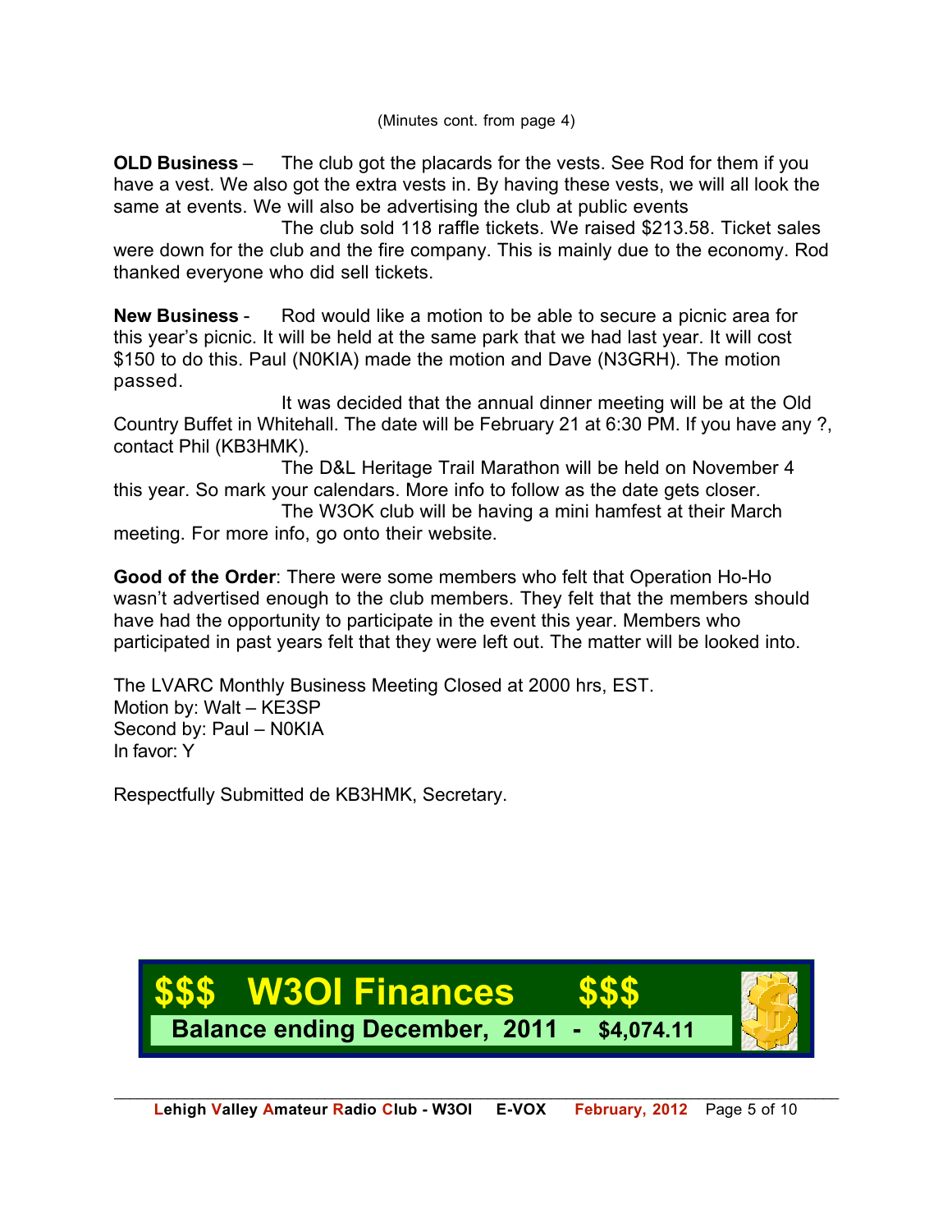(Minutes cont. from page 4)

**OLD Business** – The club got the placards for the vests. See Rod for them if you have a vest. We also got the extra vests in. By having these vests, we will all look the same at events. We will also be advertising the club at public events

The club sold 118 raffle tickets. We raised $213.58. Ticket sales were down for the club and the fire company. This is mainly due to the economy. Rod thanked everyone who did sell tickets.

**New Business** - Rod would like a motion to be able to secure a picnic area for this year's picnic. It will be held at the same park that we had last year. It will cost $150 to do this. Paul (N0KIA) made the motion and Dave (N3GRH). The motion passed.

It was decided that the annual dinner meeting will be at the Old Country Buffet in Whitehall. The date will be February 21 at 6:30 PM. If you have any ?, contact Phil (KB3HMK).

The D&L Heritage Trail Marathon will be held on November 4 this year. So mark your calendars. More info to follow as the date gets closer.

The W3OK club will be having a mini hamfest at their March meeting. For more info, go onto their website.

**Good of the Order**: There were some members who felt that Operation Ho-Ho wasn't advertised enough to the club members. They felt that the members should have had the opportunity to participate in the event this year. Members who participated in past years felt that they were left out. The matter will be looked into.

The LVARC Monthly Business Meeting Closed at 2000 hrs, EST.
Motion by: Walt – KE3SP
Second by: Paul – N0KIA
In favor: Y

Respectfully Submitted de KB3HMK, Secretary.

## $$$ W3OI Finances $$$

**Balance ending December, 2011 - $4,074.11**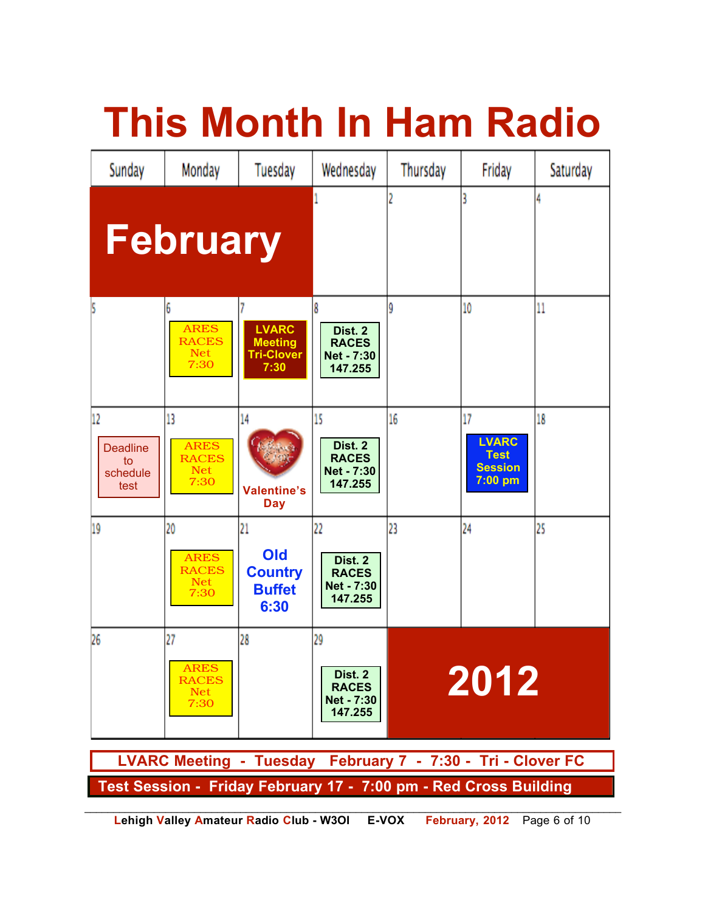# This Month In Ham Radio

| Sunday | Monday | Tuesday | Wednesday | Thursday | Friday | Saturday |
|---|---|---|---|---|---|---|
| **February** | | | 1 | 2 | 3 | 4 |
| 5 | 6 ARES RACES Net 7:30 | 7 LVARC Meeting Tri-Clover 7:30 | 8 Dist. 2 RACES Net - 7:30 147.255 | 9 | 10 | 11 |
| 12 Deadline to schedule test | 13 ARES RACES Net 7:30 | 14 Valentine's Day | 15 Dist. 2 RACES Net - 7:30 147.255 | 16 | 17 LVARC Test Session 7:00 pm | 18 |
| 19 | 20 ARES RACES Net 7:30 | 21 Old Country Buffet 6:30 | 22 Dist. 2 RACES Net - 7:30 147.255 | 23 | 24 | 25 |
| 26 | 27 ARES RACES Net 7:30 | 28 | 29 Dist. 2 RACES Net - 7:30 147.255 | **2012** | | |

**LVARC Meeting - Tuesday February 7 - 7:30 - Tri - Clover FC**

**Test Session - Friday February 17 - 7:00 pm - Red Cross Building**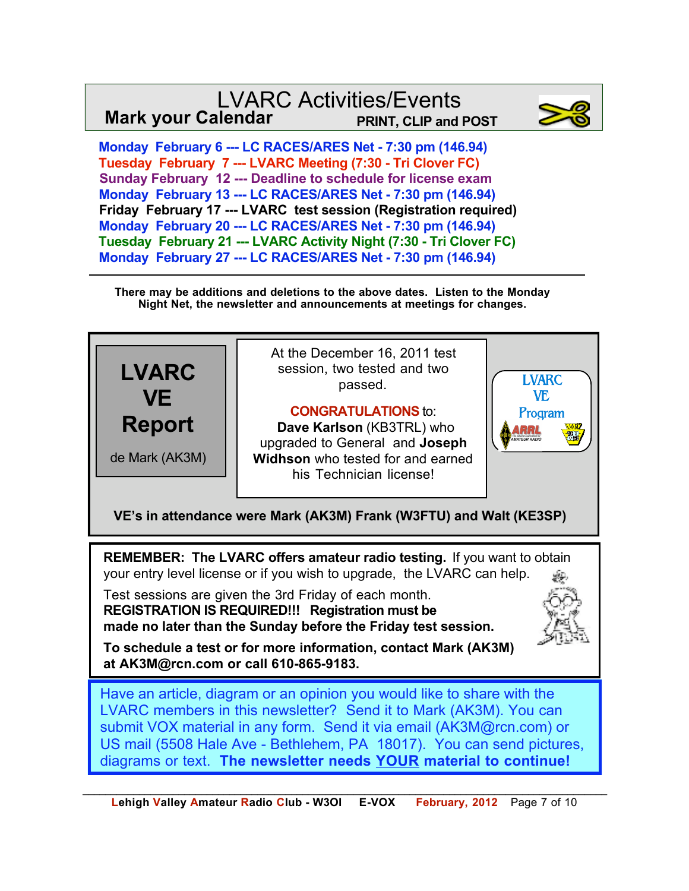# LVARC Activities/Events

**Mark your Calendar** **PRINT, CLIP and POST**

- **Monday February 6 --- LC RACES/ARES Net - 7:30 pm (146.94)**
- **Tuesday February 7 --- LVARC Meeting (7:30 - Tri Clover FC)**
- **Sunday February 12 --- Deadline to schedule for license exam**
- **Monday February 13 --- LC RACES/ARES Net - 7:30 pm (146.94)**
- **Friday February 17 --- LVARC test session (Registration required)**
- **Monday February 20 --- LC RACES/ARES Net - 7:30 pm (146.94)**
- **Tuesday February 21 --- LVARC Activity Night (7:30 - Tri Clover FC)**
- **Monday February 27 --- LC RACES/ARES Net - 7:30 pm (146.94)**

**There may be additions and deletions to the above dates. Listen to the Monday Night Net, the newsletter and announcements at meetings for changes.**

## LVARC VE Report

de Mark (AK3M)

At the December 16, 2011 test session, two tested and two passed.

**CONGRATULATIONS** to: **Dave Karlson** (KB3TRL) who upgraded to General and **Joseph Widhson** who tested for and earned his Technician license!

LVARC VE Program

**VE's in attendance were Mark (AK3M) Frank (W3FTU) and Walt (KE3SP)**

**REMEMBER: The LVARC offers amateur radio testing.** If you want to obtain your entry level license or if you wish to upgrade, the LVARC can help.

Test sessions are given the 3rd Friday of each month.
**REGISTRATION IS REQUIRED!!! Registration must be made no later than the Sunday before the Friday test session.**

**To schedule a test or for more information, contact Mark (AK3M) at AK3M@rcn.com or call 610-865-9183.**

Have an article, diagram or an opinion you would like to share with the LVARC members in this newsletter? Send it to Mark (AK3M). You can submit VOX material in any form. Send it via email (AK3M@rcn.com) or US mail (5508 Hale Ave - Bethlehem, PA 18017). You can send pictures, diagrams or text. **The newsletter needs YOUR material to continue!**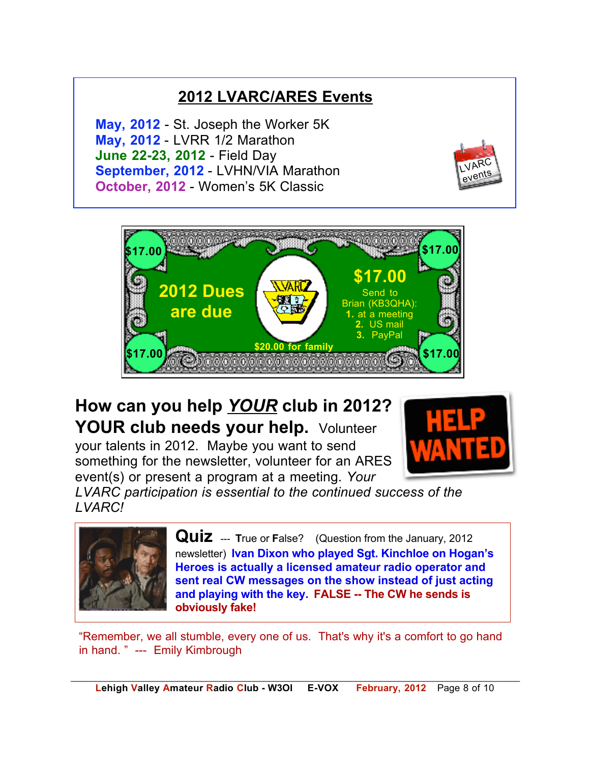## 2012 LVARC/ARES Events

**May, 2012** - St. Joseph the Worker 5K
**May, 2012** - LVRR 1/2 Marathon
**June 22-23, 2012** - Field Day
**September, 2012** - LVHN/VIA Marathon
**October, 2012** - Women's 5K Classic

$17.00

**2012 Dues are due**

**$17.00**

Send to Brian (KB3QHA):

1. at a meeting
2. US mail
3. PayPal

**$20.00 for family**

## How can you help *YOUR* club in 2012?

**YOUR club needs your help.** Volunteer your talents in 2012. Maybe you want to send something for the newsletter, volunteer for an ARES event(s) or present a program at a meeting. *Your LVARC participation is essential to the continued success of the LVARC!*

**Quiz** --- **T**rue or **F**alse? (Question from the January, 2012 newsletter) **Ivan Dixon who played Sgt. Kinchloe on Hogan's Heroes is actually a licensed amateur radio operator and sent real CW messages on the show instead of just acting and playing with the key. FALSE -- The CW he sends is obviously fake!**

"Remember, we all stumble, every one of us. That's why it's a comfort to go hand in hand." --- Emily Kimbrough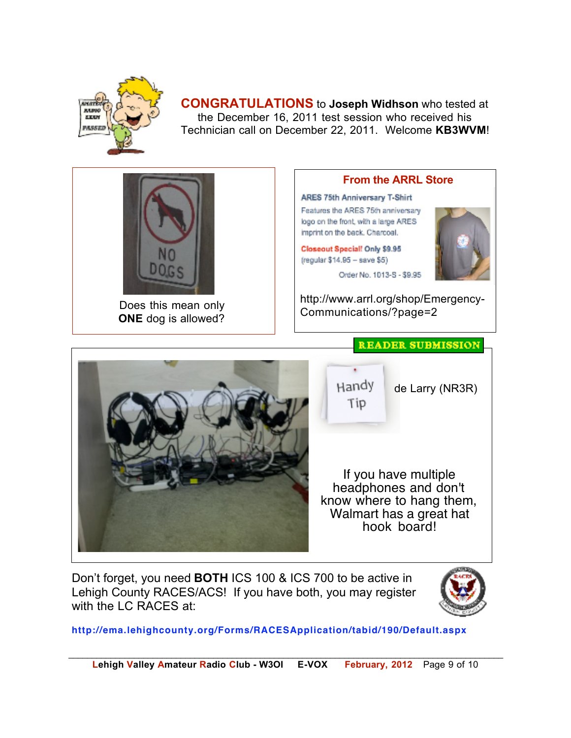**CONGRATULATIONS** to **Joseph Widhson** who tested at the December 16, 2011 test session who received his Technician call on December 22, 2011. Welcome **KB3WVM**!

Does this mean only **ONE** dog is allowed?

## From the ARRL Store

**ARES 75th Anniversary T-Shirt**

Features the ARES 75th anniversary logo on the front, with a large ARES imprint on the back. Charcoal.

**Closeout Special! Only $9.95**
(regular $14.95 – save $5)

Order No. 1013-S - $9.95

http://www.arrl.org/shop/Emergency-Communications/?page=2

**READER SUBMISSION**

Handy Tip de Larry (NR3R)

If you have multiple headphones and don't know where to hang them, Walmart has a great hat hook board!

Don't forget, you need **BOTH** ICS 100 & ICS 700 to be active in Lehigh County RACES/ACS! If you have both, you may register with the LC RACES at:

**http://ema.lehighcounty.org/Forms/RACESApplication/tabid/190/Default.aspx**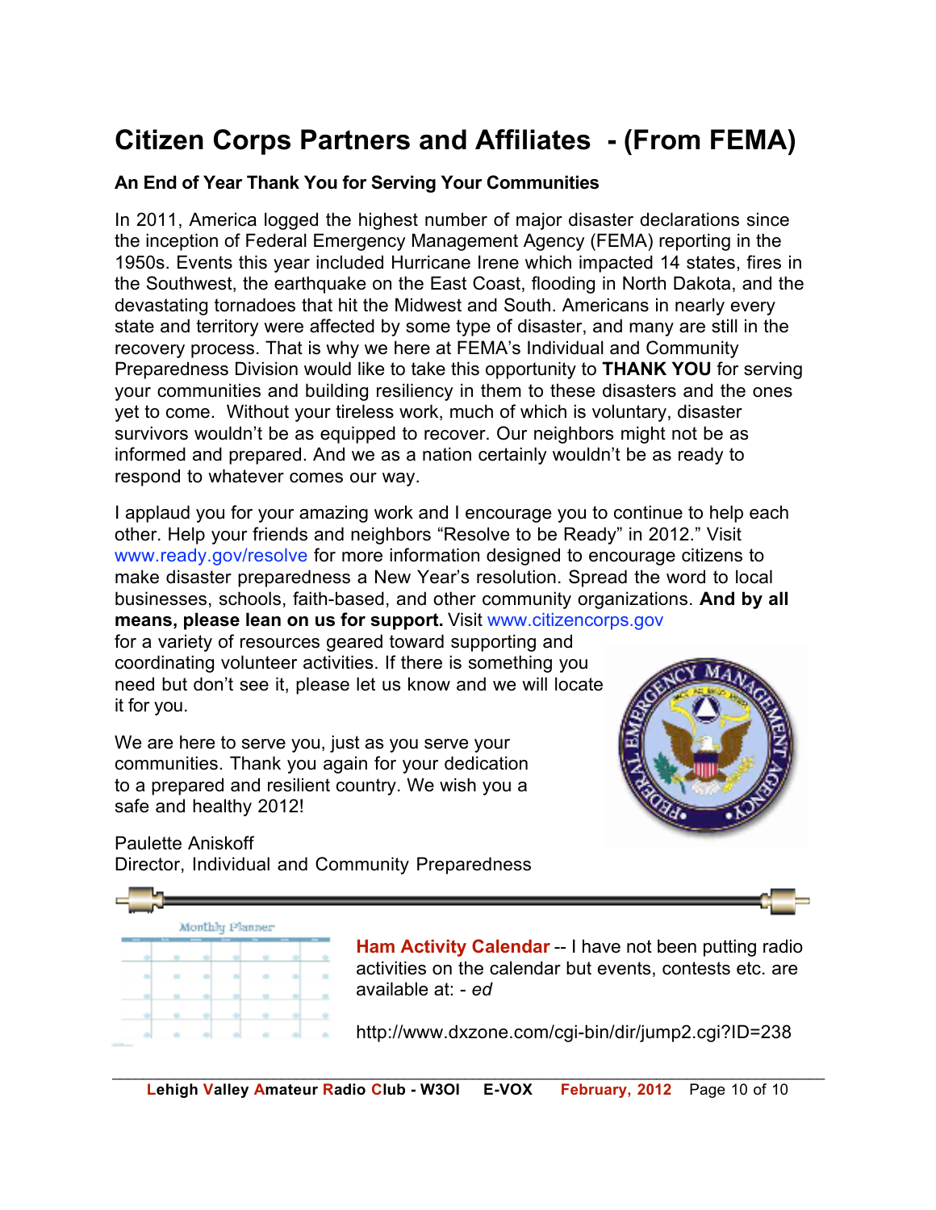# Citizen Corps Partners and Affiliates - (From FEMA)

**An End of Year Thank You for Serving Your Communities**

In 2011, America logged the highest number of major disaster declarations since the inception of Federal Emergency Management Agency (FEMA) reporting in the 1950s. Events this year included Hurricane Irene which impacted 14 states, fires in the Southwest, the earthquake on the East Coast, flooding in North Dakota, and the devastating tornadoes that hit the Midwest and South. Americans in nearly every state and territory were affected by some type of disaster, and many are still in the recovery process. That is why we here at FEMA's Individual and Community Preparedness Division would like to take this opportunity to **THANK YOU** for serving your communities and building resiliency in them to these disasters and the ones yet to come. Without your tireless work, much of which is voluntary, disaster survivors wouldn't be as equipped to recover. Our neighbors might not be as informed and prepared. And we as a nation certainly wouldn't be as ready to respond to whatever comes our way.

I applaud you for your amazing work and I encourage you to continue to help each other. Help your friends and neighbors "Resolve to be Ready" in 2012." Visit www.ready.gov/resolve for more information designed to encourage citizens to make disaster preparedness a New Year's resolution. Spread the word to local businesses, schools, faith-based, and other community organizations. **And by all means, please lean on us for support.** Visit www.citizencorps.gov for a variety of resources geared toward supporting and coordinating volunteer activities. If there is something you need but don't see it, please let us know and we will locate it for you.

We are here to serve you, just as you serve your communities. Thank you again for your dedication to a prepared and resilient country. We wish you a safe and healthy 2012!

Paulette Aniskoff
Director, Individual and Community Preparedness

**Ham Activity Calendar** -- I have not been putting radio activities on the calendar but events, contests etc. are available at: - *ed*

http://www.dxzone.com/cgi-bin/dir/jump2.cgi?ID=238